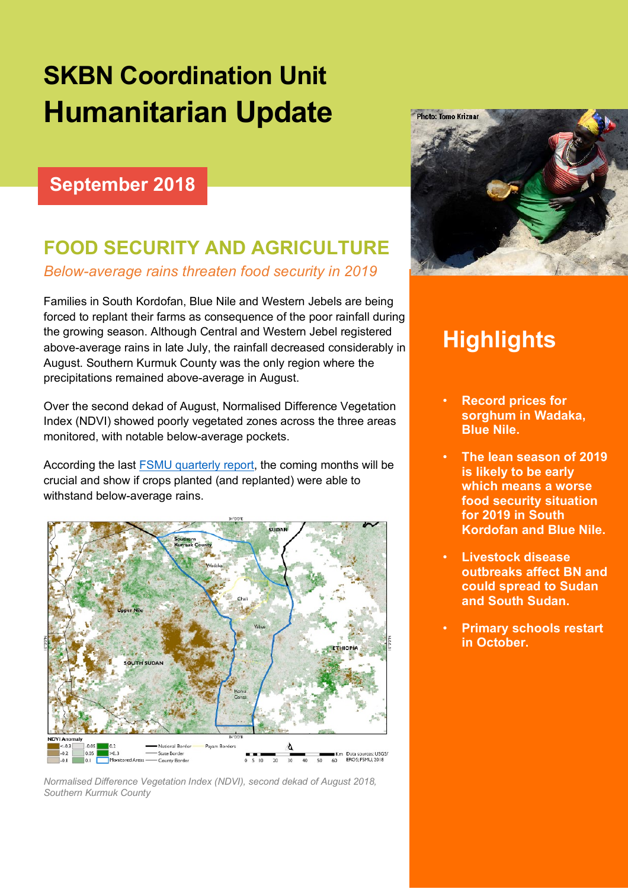# SKBN Coordination Unit
# Humanitarian Update

## September 2018

## FOOD SECURITY AND AGRICULTURE

*Below-average rains threaten food security in 2019*

Families in South Kordofan, Blue Nile and Western Jebels are being forced to replant their farms as consequence of the poor rainfall during the growing season. Although Central and Western Jebel registered above-average rains in late July, the rainfall decreased considerably in August. Southern Kurmuk County was the only region where the precipitations remained above-average in August.

Over the second dekad of August, Normalised Difference Vegetation Index (NDVI) showed poorly vegetated zones across the three areas monitored, with notable below-average pockets.

According the last FSMU quarterly report, the coming months will be crucial and show if crops planted (and replanted) were able to withstand below-average rains.

*Normalised Difference Vegetation Index (NDVI), second dekad of August 2018, Southern Kurmuk County*

## Highlights

- **Record prices for sorghum in Wadaka, Blue Nile.**
- **The lean season of 2019 is likely to be early which means a worse food security situation for 2019 in South Kordofan and Blue Nile.**
- **Livestock disease outbreaks affect BN and could spread to Sudan and South Sudan.**
- **Primary schools restart in October.**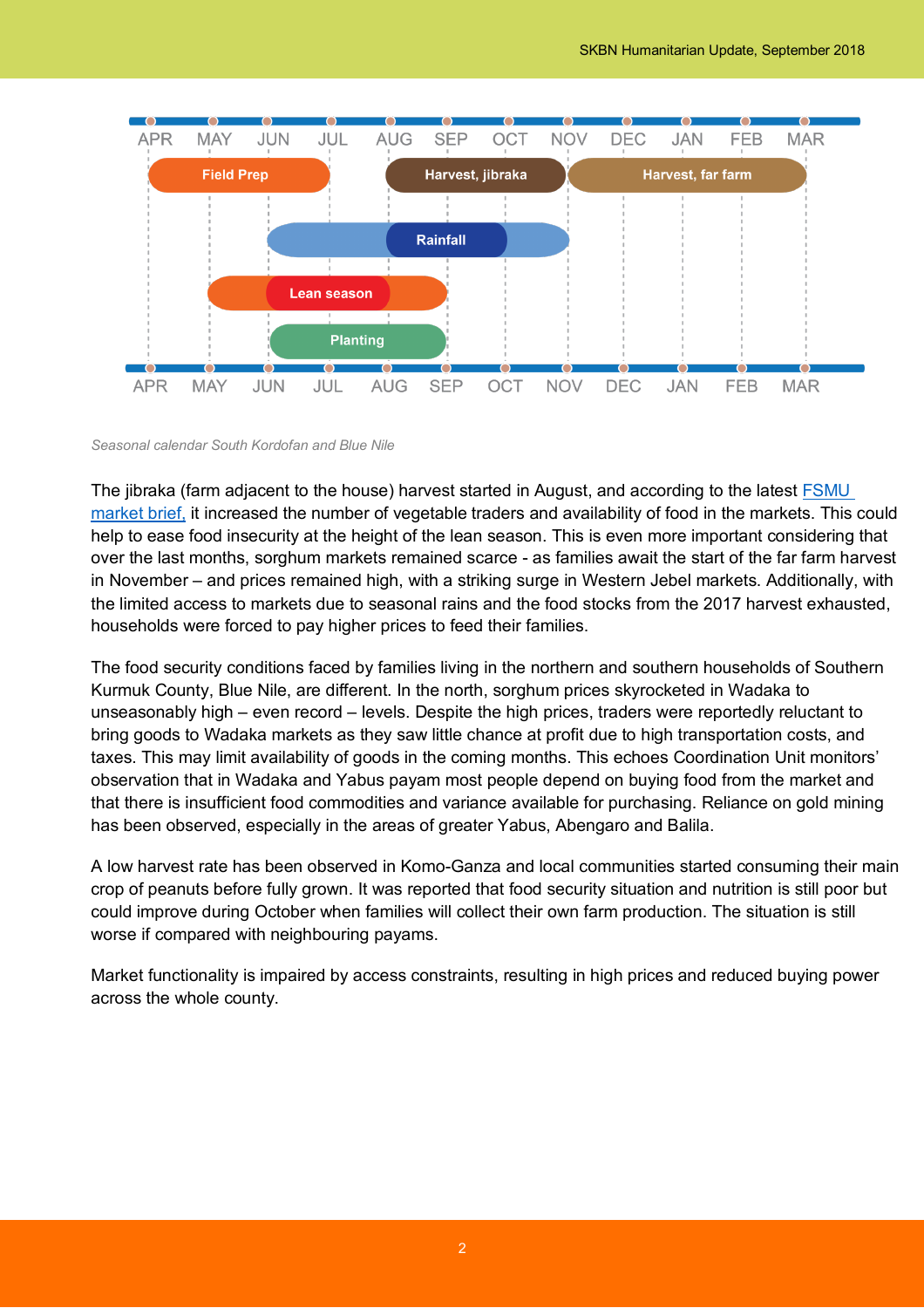*Seasonal calendar South Kordofan and Blue Nile*

The jibraka (farm adjacent to the house) harvest started in August, and according to the latest [FSMU market brief,](#) it increased the number of vegetable traders and availability of food in the markets. This could help to ease food insecurity at the height of the lean season. This is even more important considering that over the last months, sorghum markets remained scarce - as families await the start of the far farm harvest in November – and prices remained high, with a striking surge in Western Jebel markets. Additionally, with the limited access to markets due to seasonal rains and the food stocks from the 2017 harvest exhausted, households were forced to pay higher prices to feed their families.

The food security conditions faced by families living in the northern and southern households of Southern Kurmuk County, Blue Nile, are different. In the north, sorghum prices skyrocketed in Wadaka to unseasonably high – even record – levels. Despite the high prices, traders were reportedly reluctant to bring goods to Wadaka markets as they saw little chance at profit due to high transportation costs, and taxes. This may limit availability of goods in the coming months. This echoes Coordination Unit monitors' observation that in Wadaka and Yabus payam most people depend on buying food from the market and that there is insufficient food commodities and variance available for purchasing. Reliance on gold mining has been observed, especially in the areas of greater Yabus, Abengaro and Balila.

A low harvest rate has been observed in Komo-Ganza and local communities started consuming their main crop of peanuts before fully grown. It was reported that food security situation and nutrition is still poor but could improve during October when families will collect their own farm production. The situation is still worse if compared with neighbouring payams.

Market functionality is impaired by access constraints, resulting in high prices and reduced buying power across the whole county.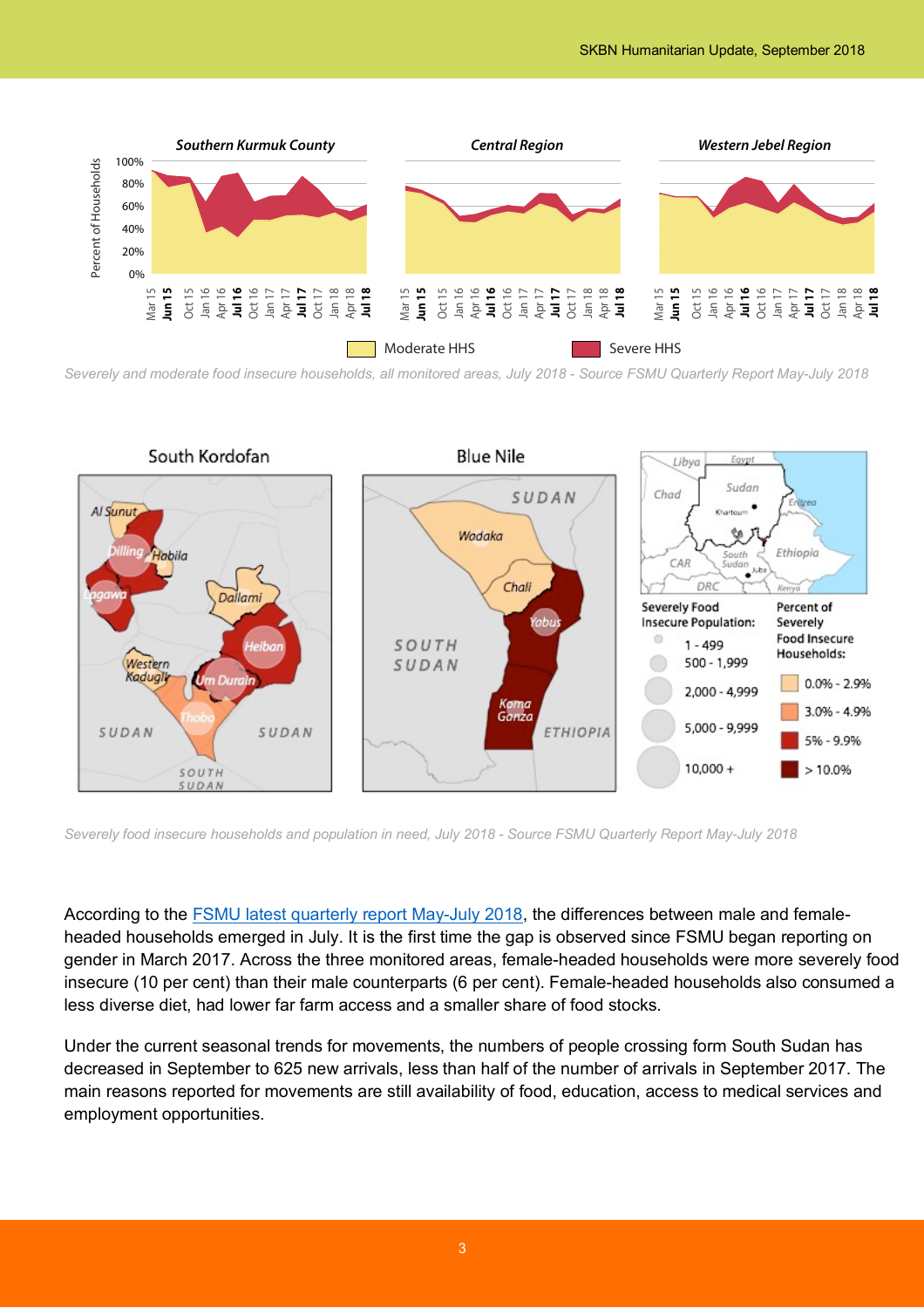*Severely and moderate food insecure households, all monitored areas, July 2018 - Source FSMU Quarterly Report May-July 2018*

*Severely food insecure households and population in need, July 2018 - Source FSMU Quarterly Report May-July 2018*

According to the [FSMU latest quarterly report May-July 2018](), the differences between male and female-headed households emerged in July. It is the first time the gap is observed since FSMU began reporting on gender in March 2017. Across the three monitored areas, female-headed households were more severely food insecure (10 per cent) than their male counterparts (6 per cent). Female-headed households also consumed a less diverse diet, had lower far farm access and a smaller share of food stocks.

Under the current seasonal trends for movements, the numbers of people crossing form South Sudan has decreased in September to 625 new arrivals, less than half of the number of arrivals in September 2017. The main reasons reported for movements are still availability of food, education, access to medical services and employment opportunities.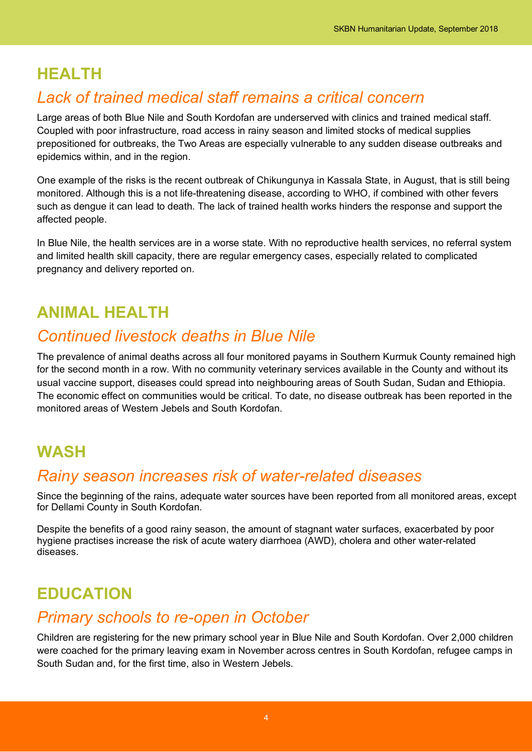## HEALTH

### *Lack of trained medical staff remains a critical concern*

Large areas of both Blue Nile and South Kordofan are underserved with clinics and trained medical staff. Coupled with poor infrastructure, road access in rainy season and limited stocks of medical supplies prepositioned for outbreaks, the Two Areas are especially vulnerable to any sudden disease outbreaks and epidemics within, and in the region.

One example of the risks is the recent outbreak of Chikungunya in Kassala State, in August, that is still being monitored. Although this is a not life-threatening disease, according to WHO, if combined with other fevers such as dengue it can lead to death. The lack of trained health works hinders the response and support the affected people.

In Blue Nile, the health services are in a worse state. With no reproductive health services, no referral system and limited health skill capacity, there are regular emergency cases, especially related to complicated pregnancy and delivery reported on.

## ANIMAL HEALTH

### *Continued livestock deaths in Blue Nile*

The prevalence of animal deaths across all four monitored payams in Southern Kurmuk County remained high for the second month in a row. With no community veterinary services available in the County and without its usual vaccine support, diseases could spread into neighbouring areas of South Sudan, Sudan and Ethiopia. The economic effect on communities would be critical. To date, no disease outbreak has been reported in the monitored areas of Western Jebels and South Kordofan.

## WASH

### *Rainy season increases risk of water-related diseases*

Since the beginning of the rains, adequate water sources have been reported from all monitored areas, except for Dellami County in South Kordofan.

Despite the benefits of a good rainy season, the amount of stagnant water surfaces, exacerbated by poor hygiene practises increase the risk of acute watery diarrhoea (AWD), cholera and other water-related diseases.

## EDUCATION

### *Primary schools to re-open in October*

Children are registering for the new primary school year in Blue Nile and South Kordofan. Over 2,000 children were coached for the primary leaving exam in November across centres in South Kordofan, refugee camps in South Sudan and, for the first time, also in Western Jebels.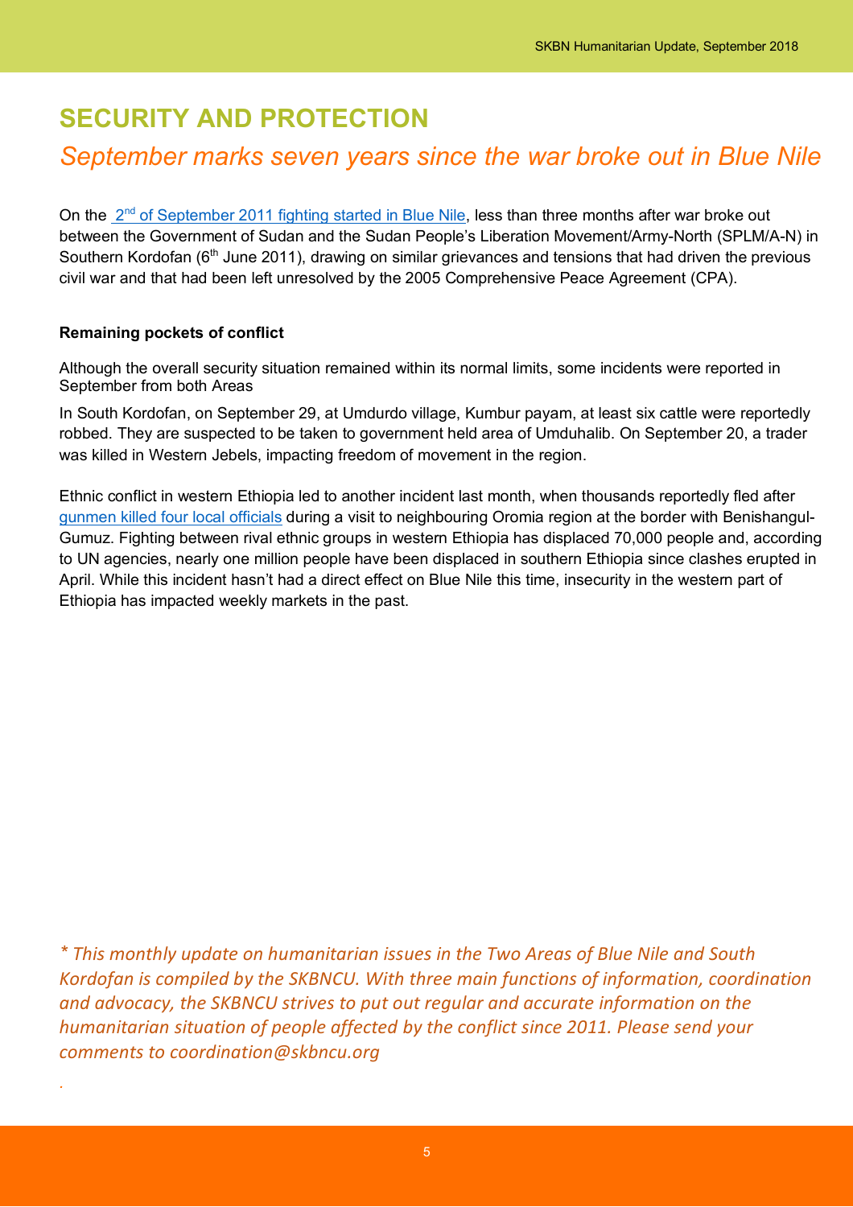# SECURITY AND PROTECTION

## *September marks seven years since the war broke out in Blue Nile*

On the 2nd of September 2011 fighting started in Blue Nile, less than three months after war broke out between the Government of Sudan and the Sudan People's Liberation Movement/Army-North (SPLM/A-N) in Southern Kordofan (6th June 2011), drawing on similar grievances and tensions that had driven the previous civil war and that had been left unresolved by the 2005 Comprehensive Peace Agreement (CPA).

**Remaining pockets of conflict**

Although the overall security situation remained within its normal limits, some incidents were reported in September from both Areas

In South Kordofan, on September 29, at Umdurdo village, Kumbur payam, at least six cattle were reportedly robbed. They are suspected to be taken to government held area of Umduhalib. On September 20, a trader was killed in Western Jebels, impacting freedom of movement in the region.

Ethnic conflict in western Ethiopia led to another incident last month, when thousands reportedly fled after gunmen killed four local officials during a visit to neighbouring Oromia region at the border with Benishangul-Gumuz. Fighting between rival ethnic groups in western Ethiopia has displaced 70,000 people and, according to UN agencies, nearly one million people have been displaced in southern Ethiopia since clashes erupted in April. While this incident hasn't had a direct effect on Blue Nile this time, insecurity in the western part of Ethiopia has impacted weekly markets in the past.

*\* This monthly update on humanitarian issues in the Two Areas of Blue Nile and South Kordofan is compiled by the SKBNCU. With three main functions of information, coordination and advocacy, the SKBNCU strives to put out regular and accurate information on the humanitarian situation of people affected by the conflict since 2011. Please send your comments to coordination@skbncu.org*